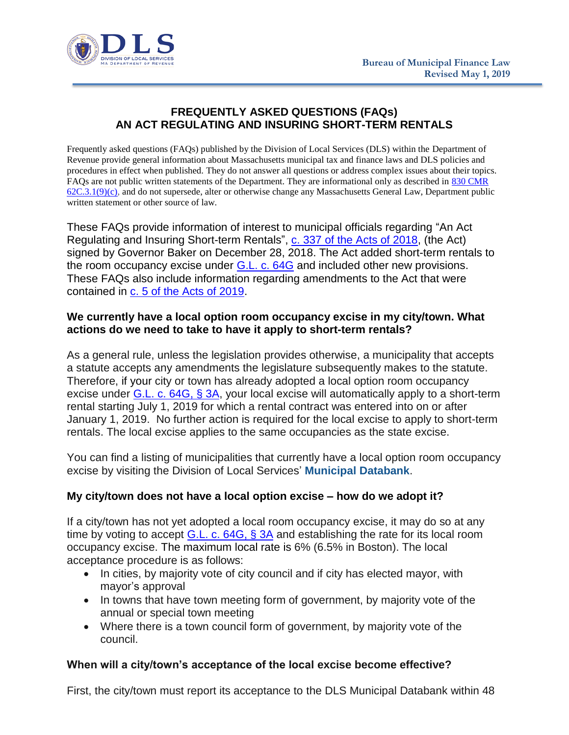Bureau of Municipal Finance Law
Revised May 1, 2019

# FREQUENTLY ASKED QUESTIONS (FAQs)
# AN ACT REGULATING AND INSURING SHORT-TERM RENTALS

Frequently asked questions (FAQs) published by the Division of Local Services (DLS) within the Department of Revenue provide general information about Massachusetts municipal tax and finance laws and DLS policies and procedures in effect when published. They do not answer all questions or address complex issues about their topics. FAQs are not public written statements of the Department. They are informational only as described in 830 CMR 62C.3.1(9)(c), and do not supersede, alter or otherwise change any Massachusetts General Law, Department public written statement or other source of law.

These FAQs provide information of interest to municipal officials regarding "An Act Regulating and Insuring Short-term Rentals", c. 337 of the Acts of 2018, (the Act) signed by Governor Baker on December 28, 2018. The Act added short-term rentals to the room occupancy excise under G.L. c. 64G and included other new provisions. These FAQs also include information regarding amendments to the Act that were contained in c. 5 of the Acts of 2019.

**We currently have a local option room occupancy excise in my city/town. What actions do we need to take to have it apply to short-term rentals?**

As a general rule, unless the legislation provides otherwise, a municipality that accepts a statute accepts any amendments the legislature subsequently makes to the statute. Therefore, if your city or town has already adopted a local option room occupancy excise under G.L. c. 64G, § 3A, your local excise will automatically apply to a short-term rental starting July 1, 2019 for which a rental contract was entered into on or after January 1, 2019. No further action is required for the local excise to apply to short-term rentals. The local excise applies to the same occupancies as the state excise.

You can find a listing of municipalities that currently have a local option room occupancy excise by visiting the Division of Local Services' **Municipal Databank**.

**My city/town does not have a local option excise – how do we adopt it?**

If a city/town has not yet adopted a local room occupancy excise, it may do so at any time by voting to accept G.L. c. 64G, § 3A and establishing the rate for its local room occupancy excise. The maximum local rate is 6% (6.5% in Boston). The local acceptance procedure is as follows:

- In cities, by majority vote of city council and if city has elected mayor, with mayor's approval
- In towns that have town meeting form of government, by majority vote of the annual or special town meeting
- Where there is a town council form of government, by majority vote of the council.

**When will a city/town's acceptance of the local excise become effective?**

First, the city/town must report its acceptance to the DLS Municipal Databank within 48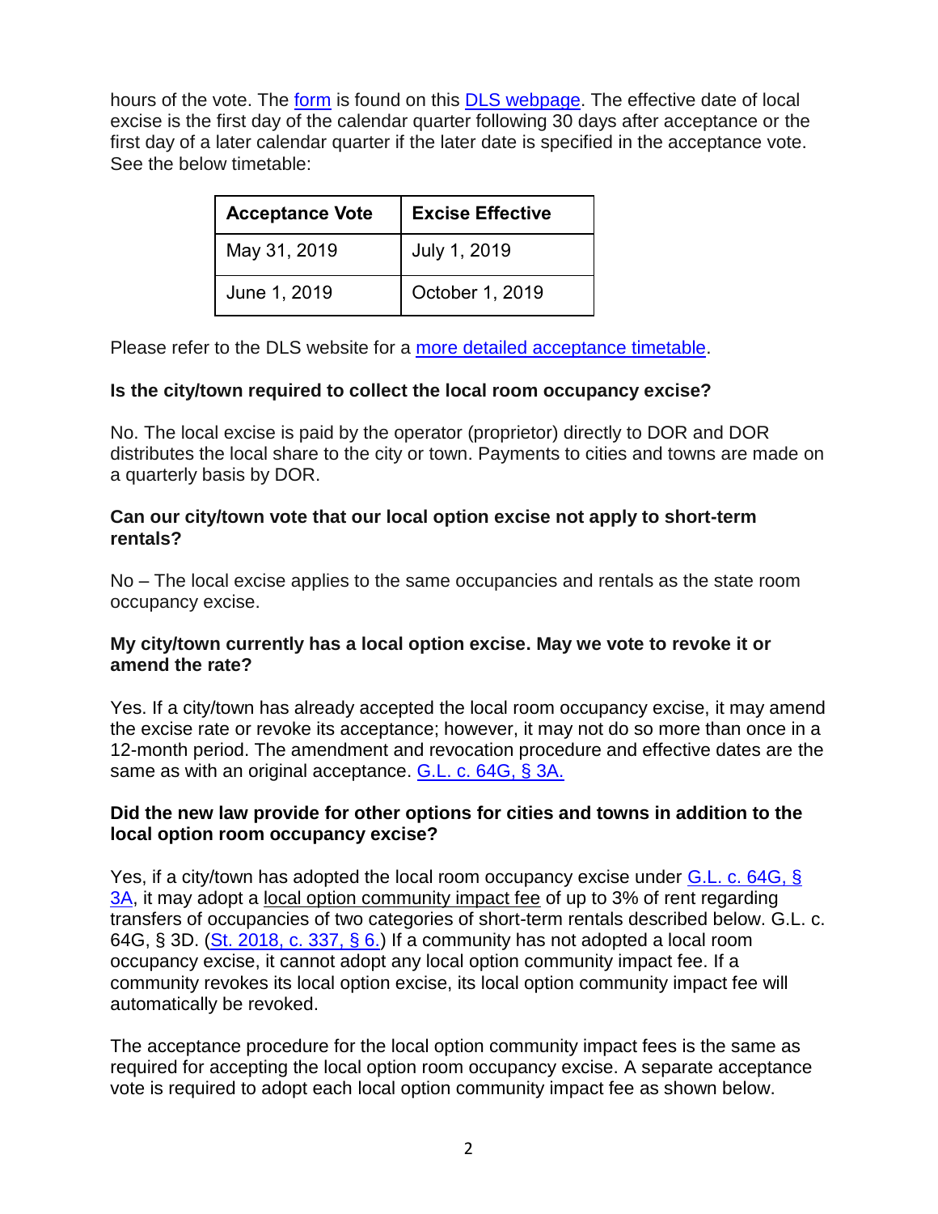hours of the vote. The [form] is found on this [DLS webpage]. The effective date of local excise is the first day of the calendar quarter following 30 days after acceptance or the first day of a later calendar quarter if the later date is specified in the acceptance vote. See the below timetable:

| Acceptance Vote | Excise Effective |
| --- | --- |
| May 31, 2019 | July 1, 2019 |
| June 1, 2019 | October 1, 2019 |

Please refer to the DLS website for a [more detailed acceptance timetable].

**Is the city/town required to collect the local room occupancy excise?**

No. The local excise is paid by the operator (proprietor) directly to DOR and DOR distributes the local share to the city or town. Payments to cities and towns are made on a quarterly basis by DOR.

**Can our city/town vote that our local option excise not apply to short-term rentals?**

No – The local excise applies to the same occupancies and rentals as the state room occupancy excise.

**My city/town currently has a local option excise. May we vote to revoke it or amend the rate?**

Yes. If a city/town has already accepted the local room occupancy excise, it may amend the excise rate or revoke its acceptance; however, it may not do so more than once in a 12-month period. The amendment and revocation procedure and effective dates are the same as with an original acceptance. [G.L. c. 64G, § 3A.]

**Did the new law provide for other options for cities and towns in addition to the local option room occupancy excise?**

Yes, if a city/town has adopted the local room occupancy excise under [G.L. c. 64G, § 3A], it may adopt a local option community impact fee of up to 3% of rent regarding transfers of occupancies of two categories of short-term rentals described below. G.L. c. 64G, § 3D. ([St. 2018, c. 337, § 6.]) If a community has not adopted a local room occupancy excise, it cannot adopt any local option community impact fee. If a community revokes its local option excise, its local option community impact fee will automatically be revoked.

The acceptance procedure for the local option community impact fees is the same as required for accepting the local option room occupancy excise. A separate acceptance vote is required to adopt each local option community impact fee as shown below.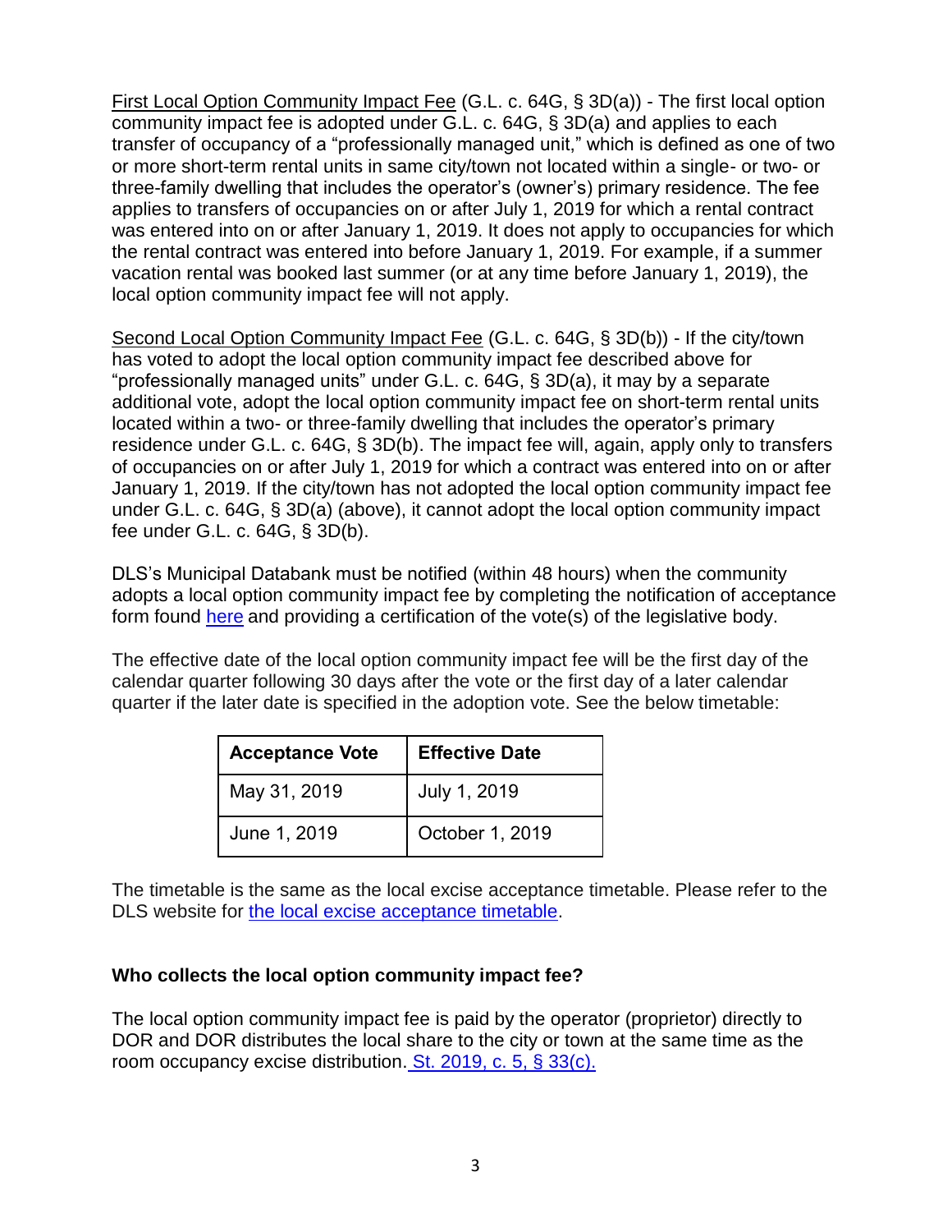First Local Option Community Impact Fee (G.L. c. 64G, § 3D(a)) - The first local option community impact fee is adopted under G.L. c. 64G, § 3D(a) and applies to each transfer of occupancy of a "professionally managed unit," which is defined as one of two or more short-term rental units in same city/town not located within a single- or two- or three-family dwelling that includes the operator's (owner's) primary residence. The fee applies to transfers of occupancies on or after July 1, 2019 for which a rental contract was entered into on or after January 1, 2019. It does not apply to occupancies for which the rental contract was entered into before January 1, 2019. For example, if a summer vacation rental was booked last summer (or at any time before January 1, 2019), the local option community impact fee will not apply.

Second Local Option Community Impact Fee (G.L. c. 64G, § 3D(b)) - If the city/town has voted to adopt the local option community impact fee described above for "professionally managed units" under G.L. c. 64G, § 3D(a), it may by a separate additional vote, adopt the local option community impact fee on short-term rental units located within a two- or three-family dwelling that includes the operator's primary residence under G.L. c. 64G, § 3D(b). The impact fee will, again, apply only to transfers of occupancies on or after July 1, 2019 for which a contract was entered into on or after January 1, 2019. If the city/town has not adopted the local option community impact fee under G.L. c. 64G, § 3D(a) (above), it cannot adopt the local option community impact fee under G.L. c. 64G, § 3D(b).

DLS's Municipal Databank must be notified (within 48 hours) when the community adopts a local option community impact fee by completing the notification of acceptance form found here and providing a certification of the vote(s) of the legislative body.

The effective date of the local option community impact fee will be the first day of the calendar quarter following 30 days after the vote or the first day of a later calendar quarter if the later date is specified in the adoption vote. See the below timetable:

| Acceptance Vote | Effective Date |
|---|---|
| May 31, 2019 | July 1, 2019 |
| June 1, 2019 | October 1, 2019 |

The timetable is the same as the local excise acceptance timetable. Please refer to the DLS website for the local excise acceptance timetable.

**Who collects the local option community impact fee?**

The local option community impact fee is paid by the operator (proprietor) directly to DOR and DOR distributes the local share to the city or town at the same time as the room occupancy excise distribution. St. 2019, c. 5, § 33(c).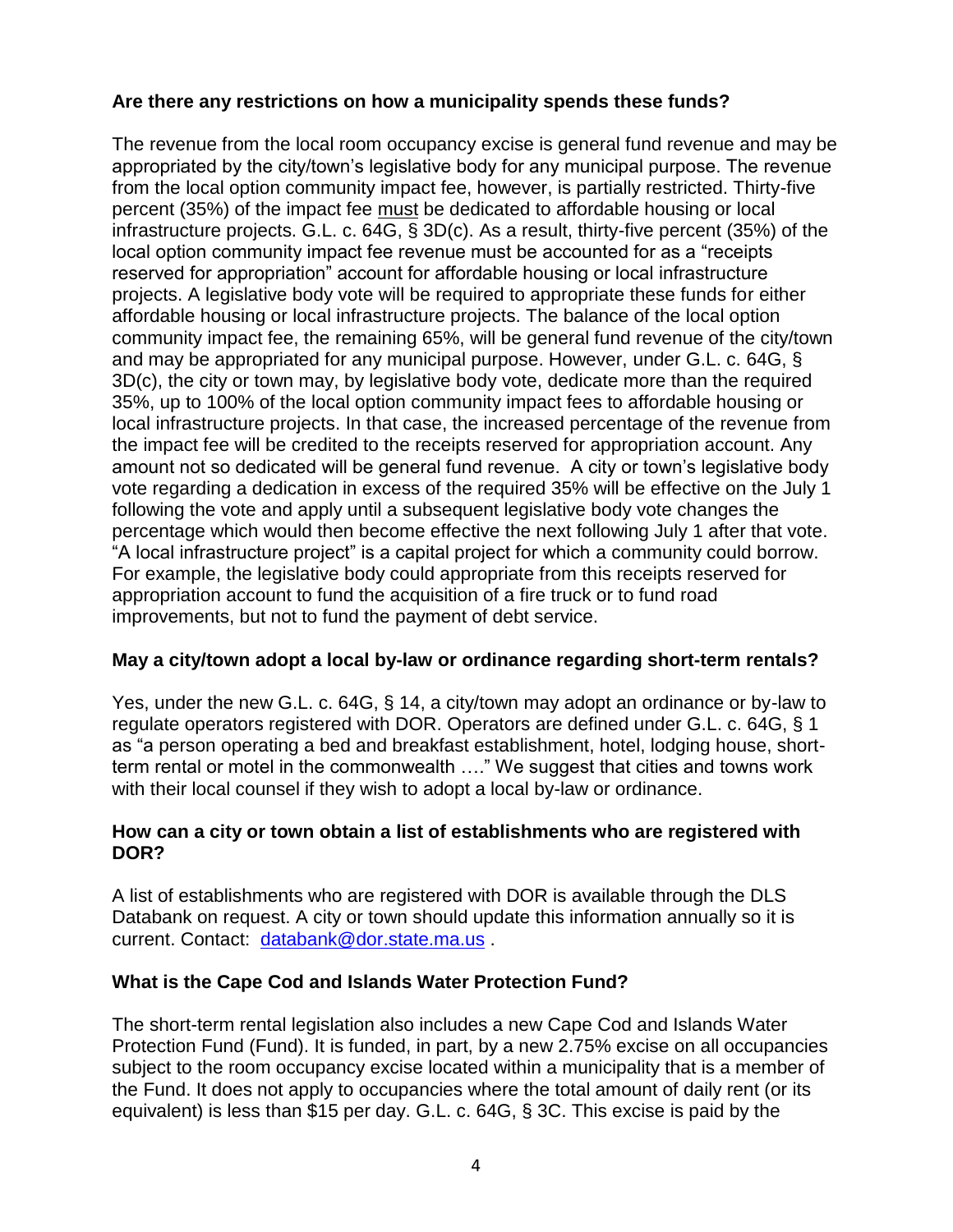**Are there any restrictions on how a municipality spends these funds?**

The revenue from the local room occupancy excise is general fund revenue and may be appropriated by the city/town's legislative body for any municipal purpose. The revenue from the local option community impact fee, however, is partially restricted. Thirty-five percent (35%) of the impact fee <u>must</u> be dedicated to affordable housing or local infrastructure projects. G.L. c. 64G, § 3D(c). As a result, thirty-five percent (35%) of the local option community impact fee revenue must be accounted for as a "receipts reserved for appropriation" account for affordable housing or local infrastructure projects. A legislative body vote will be required to appropriate these funds for either affordable housing or local infrastructure projects. The balance of the local option community impact fee, the remaining 65%, will be general fund revenue of the city/town and may be appropriated for any municipal purpose. However, under G.L. c. 64G, § 3D(c), the city or town may, by legislative body vote, dedicate more than the required 35%, up to 100% of the local option community impact fees to affordable housing or local infrastructure projects. In that case, the increased percentage of the revenue from the impact fee will be credited to the receipts reserved for appropriation account. Any amount not so dedicated will be general fund revenue. A city or town's legislative body vote regarding a dedication in excess of the required 35% will be effective on the July 1 following the vote and apply until a subsequent legislative body vote changes the percentage which would then become effective the next following July 1 after that vote. "A local infrastructure project" is a capital project for which a community could borrow. For example, the legislative body could appropriate from this receipts reserved for appropriation account to fund the acquisition of a fire truck or to fund road improvements, but not to fund the payment of debt service.

**May a city/town adopt a local by-law or ordinance regarding short-term rentals?**

Yes, under the new G.L. c. 64G, § 14, a city/town may adopt an ordinance or by-law to regulate operators registered with DOR. Operators are defined under G.L. c. 64G, § 1 as "a person operating a bed and breakfast establishment, hotel, lodging house, short-term rental or motel in the commonwealth …." We suggest that cities and towns work with their local counsel if they wish to adopt a local by-law or ordinance.

**How can a city or town obtain a list of establishments who are registered with DOR?**

A list of establishments who are registered with DOR is available through the DLS Databank on request. A city or town should update this information annually so it is current. Contact: databank@dor.state.ma.us .

**What is the Cape Cod and Islands Water Protection Fund?**

The short-term rental legislation also includes a new Cape Cod and Islands Water Protection Fund (Fund). It is funded, in part, by a new 2.75% excise on all occupancies subject to the room occupancy excise located within a municipality that is a member of the Fund. It does not apply to occupancies where the total amount of daily rent (or its equivalent) is less than $15 per day. G.L. c. 64G, § 3C. This excise is paid by the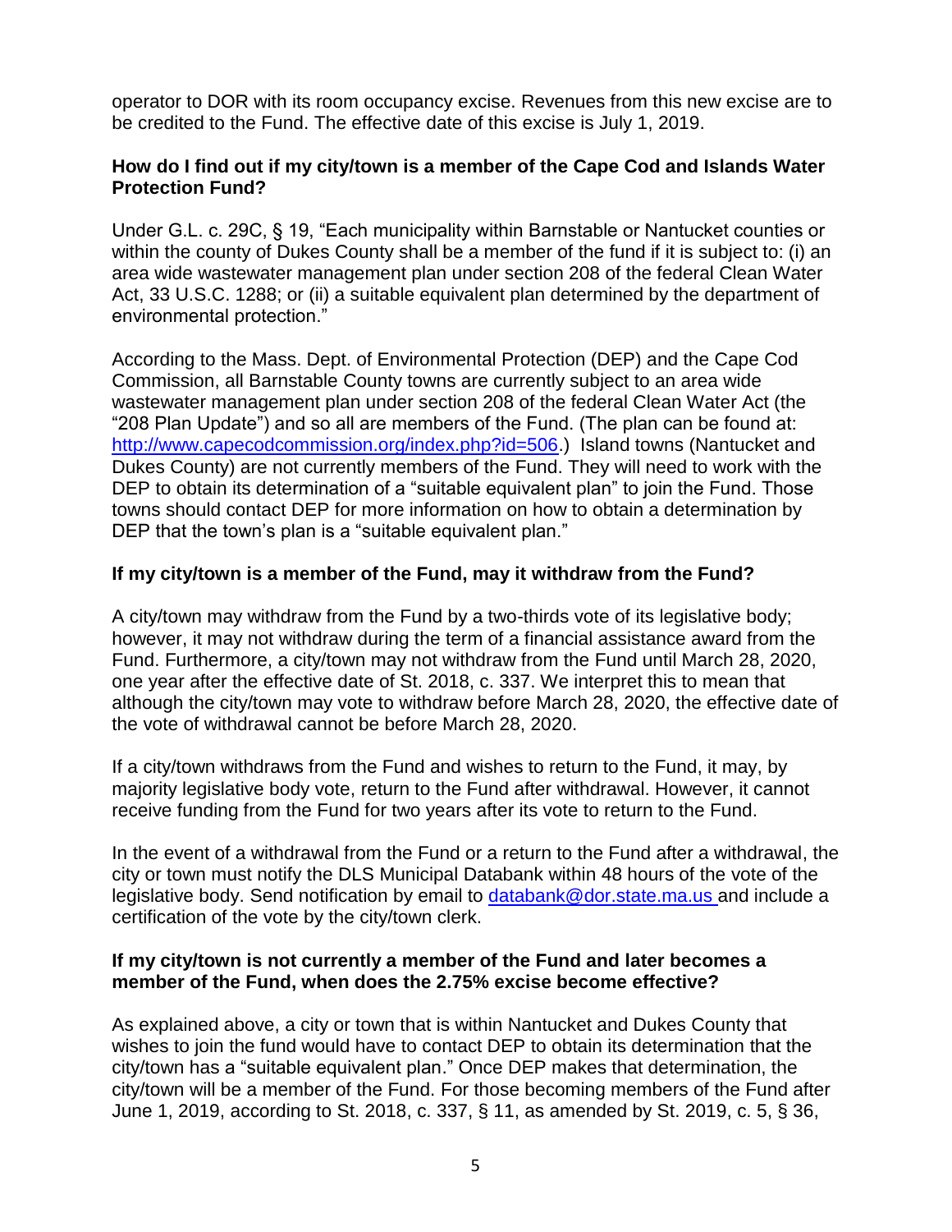operator to DOR with its room occupancy excise. Revenues from this new excise are to be credited to the Fund. The effective date of this excise is July 1, 2019.

**How do I find out if my city/town is a member of the Cape Cod and Islands Water Protection Fund?**

Under G.L. c. 29C, § 19, "Each municipality within Barnstable or Nantucket counties or within the county of Dukes County shall be a member of the fund if it is subject to: (i) an area wide wastewater management plan under section 208 of the federal Clean Water Act, 33 U.S.C. 1288; or (ii) a suitable equivalent plan determined by the department of environmental protection."

According to the Mass. Dept. of Environmental Protection (DEP) and the Cape Cod Commission, all Barnstable County towns are currently subject to an area wide wastewater management plan under section 208 of the federal Clean Water Act (the "208 Plan Update") and so all are members of the Fund. (The plan can be found at: [http://www.capecodcommission.org/index.php?id=506](http://www.capecodcommission.org/index.php?id=506).) Island towns (Nantucket and Dukes County) are not currently members of the Fund. They will need to work with the DEP to obtain its determination of a "suitable equivalent plan" to join the Fund. Those towns should contact DEP for more information on how to obtain a determination by DEP that the town's plan is a "suitable equivalent plan."

**If my city/town is a member of the Fund, may it withdraw from the Fund?**

A city/town may withdraw from the Fund by a two-thirds vote of its legislative body; however, it may not withdraw during the term of a financial assistance award from the Fund. Furthermore, a city/town may not withdraw from the Fund until March 28, 2020, one year after the effective date of St. 2018, c. 337. We interpret this to mean that although the city/town may vote to withdraw before March 28, 2020, the effective date of the vote of withdrawal cannot be before March 28, 2020.

If a city/town withdraws from the Fund and wishes to return to the Fund, it may, by majority legislative body vote, return to the Fund after withdrawal. However, it cannot receive funding from the Fund for two years after its vote to return to the Fund.

In the event of a withdrawal from the Fund or a return to the Fund after a withdrawal, the city or town must notify the DLS Municipal Databank within 48 hours of the vote of the legislative body. Send notification by email to [databank@dor.state.ma.us](mailto:databank@dor.state.ma.us) and include a certification of the vote by the city/town clerk.

**If my city/town is not currently a member of the Fund and later becomes a member of the Fund, when does the 2.75% excise become effective?**

As explained above, a city or town that is within Nantucket and Dukes County that wishes to join the fund would have to contact DEP to obtain its determination that the city/town has a "suitable equivalent plan." Once DEP makes that determination, the city/town will be a member of the Fund. For those becoming members of the Fund after June 1, 2019, according to St. 2018, c. 337, § 11, as amended by St. 2019, c. 5, § 36,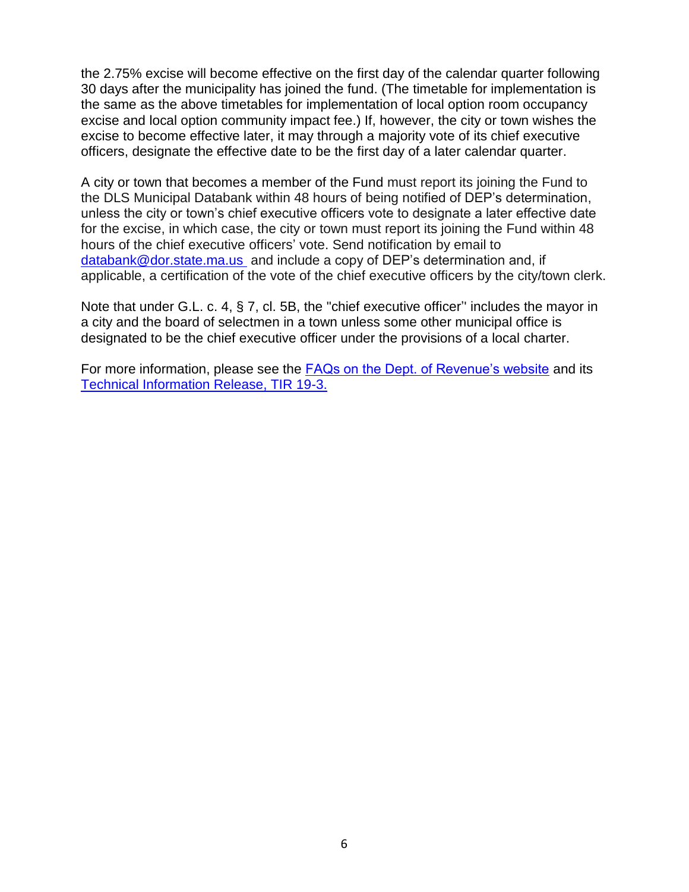the 2.75% excise will become effective on the first day of the calendar quarter following 30 days after the municipality has joined the fund. (The timetable for implementation is the same as the above timetables for implementation of local option room occupancy excise and local option community impact fee.) If, however, the city or town wishes the excise to become effective later, it may through a majority vote of its chief executive officers, designate the effective date to be the first day of a later calendar quarter.

A city or town that becomes a member of the Fund must report its joining the Fund to the DLS Municipal Databank within 48 hours of being notified of DEP's determination, unless the city or town's chief executive officers vote to designate a later effective date for the excise, in which case, the city or town must report its joining the Fund within 48 hours of the chief executive officers' vote. Send notification by email to [databank@dor.state.ma.us](mailto:databank@dor.state.ma.us) and include a copy of DEP's determination and, if applicable, a certification of the vote of the chief executive officers by the city/town clerk.

Note that under G.L. c. 4, § 7, cl. 5B, the "chief executive officer" includes the mayor in a city and the board of selectmen in a town unless some other municipal office is designated to be the chief executive officer under the provisions of a local charter.

For more information, please see the FAQs on the Dept. of Revenue's website and its Technical Information Release, TIR 19-3.